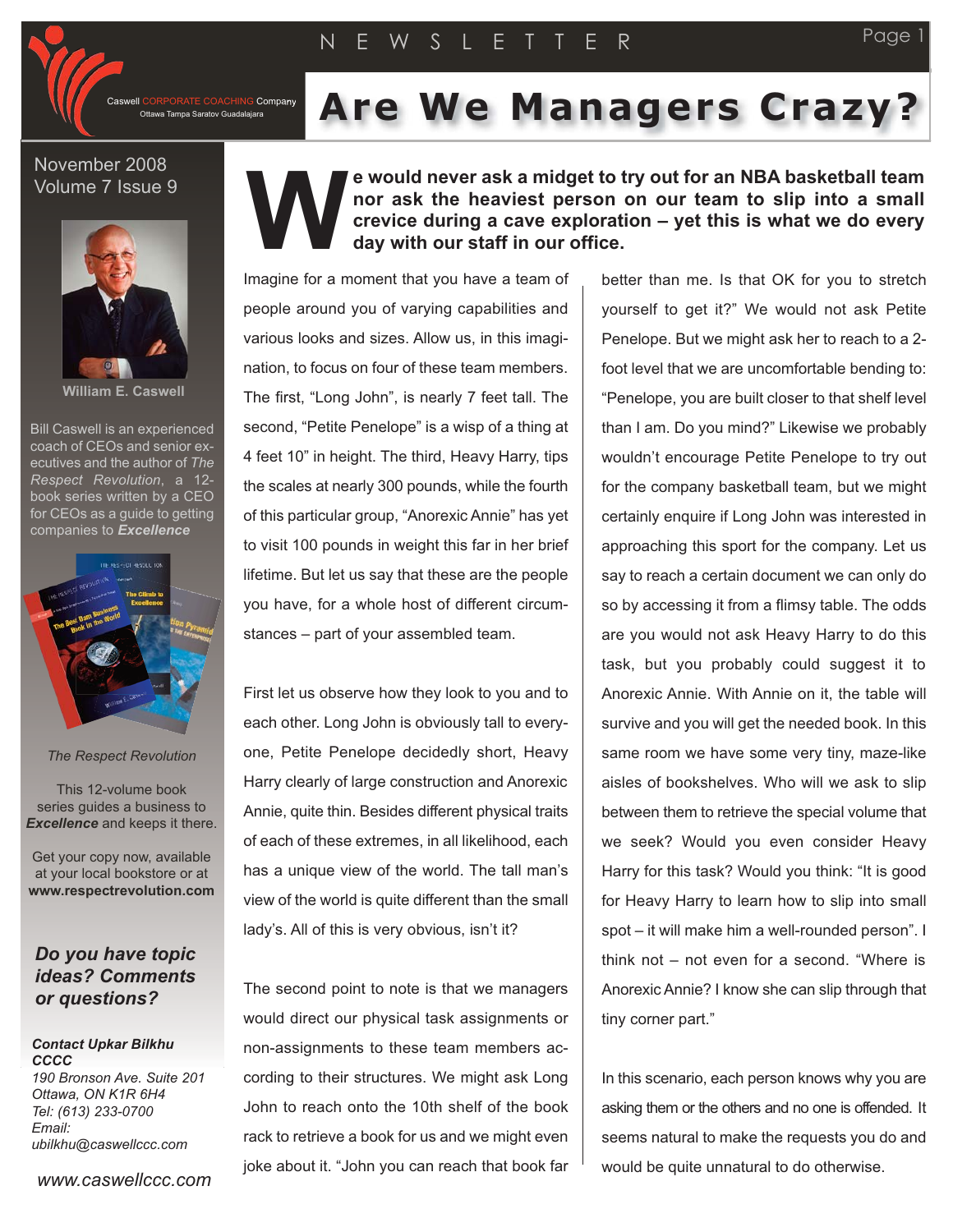Caswell CORPORATE COACHING Company
Ottawa Tampa Saratov Guadalajara

# NEWSLETTER

# Are We Managers Crazy?

November 2008
Volume 7 Issue 9

William E. Caswell

Bill Caswell is an experienced coach of CEOs and senior executives and the author of *The Respect Revolution*, a 12-book series written by a CEO for CEOs as a guide to getting companies to ***Excellence***

*The Respect Revolution*

This 12-volume book series guides a business to ***Excellence*** and keeps it there.

Get your copy now, available at your local bookstore or at **www.respectrevolution.com**

***Do you have topic ideas? Comments or questions?***

***Contact Upkar Bilkhu CCCC***
*190 Bronson Ave. Suite 201*
*Ottawa, ON K1R 6H4*
*Tel: (613) 233-0700*
*Email:*
*ubilkhu@caswellccc.com*

*www.caswellccc.com*

**We would never ask a midget to try out for an NBA basketball team nor ask the heaviest person on our team to slip into a small crevice during a cave exploration – yet this is what we do every day with our staff in our office.**

Imagine for a moment that you have a team of people around you of varying capabilities and various looks and sizes. Allow us, in this imagination, to focus on four of these team members. The first, "Long John", is nearly 7 feet tall. The second, "Petite Penelope" is a wisp of a thing at 4 feet 10" in height. The third, Heavy Harry, tips the scales at nearly 300 pounds, while the fourth of this particular group, "Anorexic Annie" has yet to visit 100 pounds in weight this far in her brief lifetime. But let us say that these are the people you have, for a whole host of different circumstances – part of your assembled team.

First let us observe how they look to you and to each other. Long John is obviously tall to everyone, Petite Penelope decidedly short, Heavy Harry clearly of large construction and Anorexic Annie, quite thin. Besides different physical traits of each of these extremes, in all likelihood, each has a unique view of the world. The tall man's view of the world is quite different than the small lady's. All of this is very obvious, isn't it?

The second point to note is that we managers would direct our physical task assignments or non-assignments to these team members according to their structures. We might ask Long John to reach onto the 10th shelf of the book rack to retrieve a book for us and we might even joke about it. "John you can reach that book far better than me. Is that OK for you to stretch yourself to get it?" We would not ask Petite Penelope. But we might ask her to reach to a 2-foot level that we are uncomfortable bending to: "Penelope, you are built closer to that shelf level than I am. Do you mind?" Likewise we probably wouldn't encourage Petite Penelope to try out for the company basketball team, but we might certainly enquire if Long John was interested in approaching this sport for the company. Let us say to reach a certain document we can only do so by accessing it from a flimsy table. The odds are you would not ask Heavy Harry to do this task, but you probably could suggest it to Anorexic Annie. With Annie on it, the table will survive and you will get the needed book. In this same room we have some very tiny, maze-like aisles of bookshelves. Who will we ask to slip between them to retrieve the special volume that we seek? Would you even consider Heavy Harry for this task? Would you think: "It is good for Heavy Harry to learn how to slip into small spot – it will make him a well-rounded person". I think not – not even for a second. "Where is Anorexic Annie? I know she can slip through that tiny corner part."

In this scenario, each person knows why you are asking them or the others and no one is offended. It seems natural to make the requests you do and would be quite unnatural to do otherwise.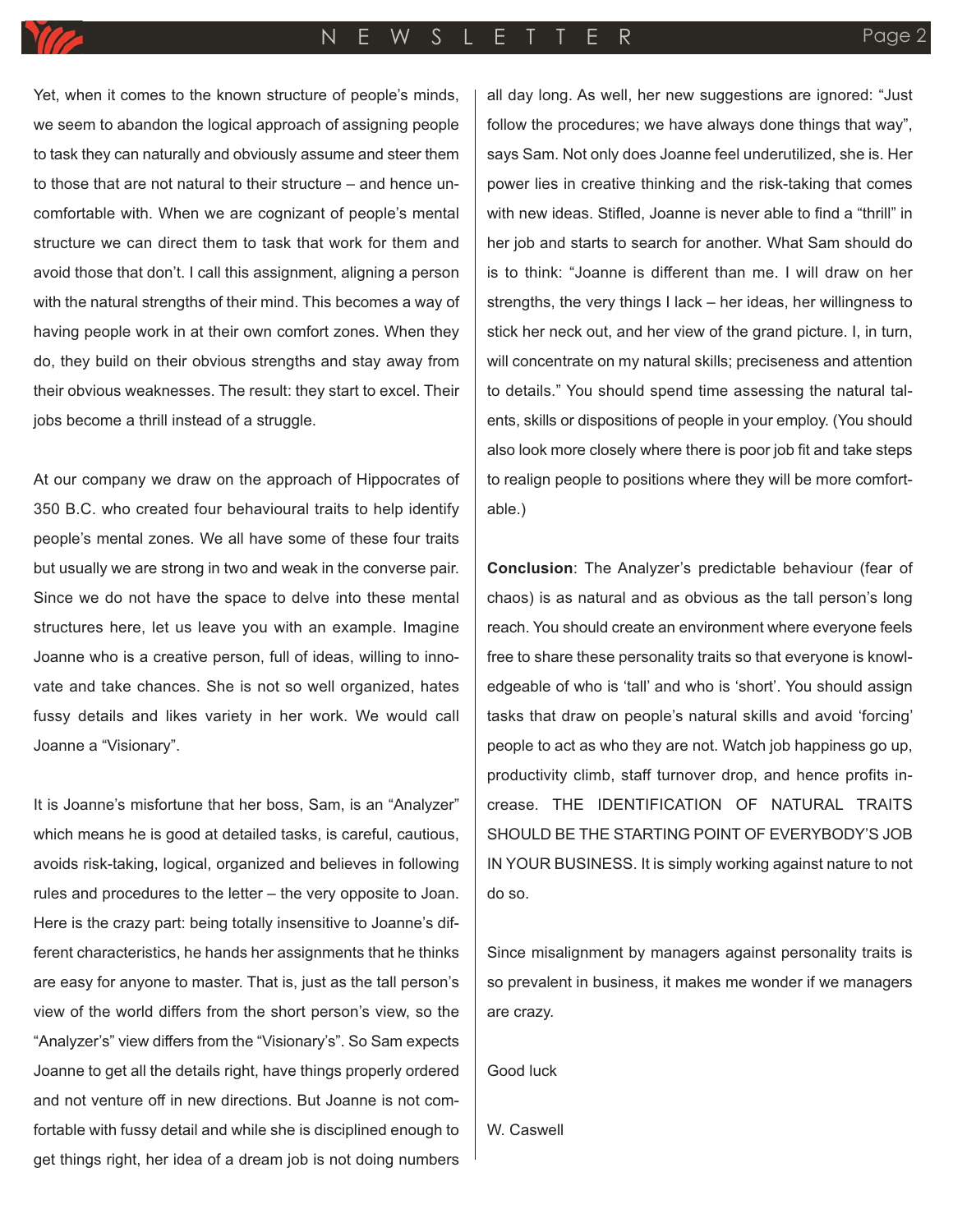Yet, when it comes to the known structure of people's minds, we seem to abandon the logical approach of assigning people to task they can naturally and obviously assume and steer them to those that are not natural to their structure – and hence uncomfortable with. When we are cognizant of people's mental structure we can direct them to task that work for them and avoid those that don't. I call this assignment, aligning a person with the natural strengths of their mind. This becomes a way of having people work in at their own comfort zones. When they do, they build on their obvious strengths and stay away from their obvious weaknesses. The result: they start to excel. Their jobs become a thrill instead of a struggle.

At our company we draw on the approach of Hippocrates of 350 B.C. who created four behavioural traits to help identify people's mental zones. We all have some of these four traits but usually we are strong in two and weak in the converse pair. Since we do not have the space to delve into these mental structures here, let us leave you with an example. Imagine Joanne who is a creative person, full of ideas, willing to innovate and take chances. She is not so well organized, hates fussy details and likes variety in her work. We would call Joanne a "Visionary".

It is Joanne's misfortune that her boss, Sam, is an "Analyzer" which means he is good at detailed tasks, is careful, cautious, avoids risk-taking, logical, organized and believes in following rules and procedures to the letter – the very opposite to Joan. Here is the crazy part: being totally insensitive to Joanne's different characteristics, he hands her assignments that he thinks are easy for anyone to master. That is, just as the tall person's view of the world differs from the short person's view, so the "Analyzer's" view differs from the "Visionary's". So Sam expects Joanne to get all the details right, have things properly ordered and not venture off in new directions. But Joanne is not comfortable with fussy detail and while she is disciplined enough to get things right, her idea of a dream job is not doing numbers all day long. As well, her new suggestions are ignored: "Just follow the procedures; we have always done things that way", says Sam. Not only does Joanne feel underutilized, she is. Her power lies in creative thinking and the risk-taking that comes with new ideas. Stifled, Joanne is never able to find a "thrill" in her job and starts to search for another. What Sam should do is to think: "Joanne is different than me. I will draw on her strengths, the very things I lack – her ideas, her willingness to stick her neck out, and her view of the grand picture. I, in turn, will concentrate on my natural skills; preciseness and attention to details." You should spend time assessing the natural talents, skills or dispositions of people in your employ. (You should also look more closely where there is poor job fit and take steps to realign people to positions where they will be more comfortable.)

**Conclusion**: The Analyzer's predictable behaviour (fear of chaos) is as natural and as obvious as the tall person's long reach. You should create an environment where everyone feels free to share these personality traits so that everyone is knowledgeable of who is 'tall' and who is 'short'. You should assign tasks that draw on people's natural skills and avoid 'forcing' people to act as who they are not. Watch job happiness go up, productivity climb, staff turnover drop, and hence profits increase. THE IDENTIFICATION OF NATURAL TRAITS SHOULD BE THE STARTING POINT OF EVERYBODY'S JOB IN YOUR BUSINESS. It is simply working against nature to not do so.

Since misalignment by managers against personality traits is so prevalent in business, it makes me wonder if we managers are crazy.

Good luck

W. Caswell